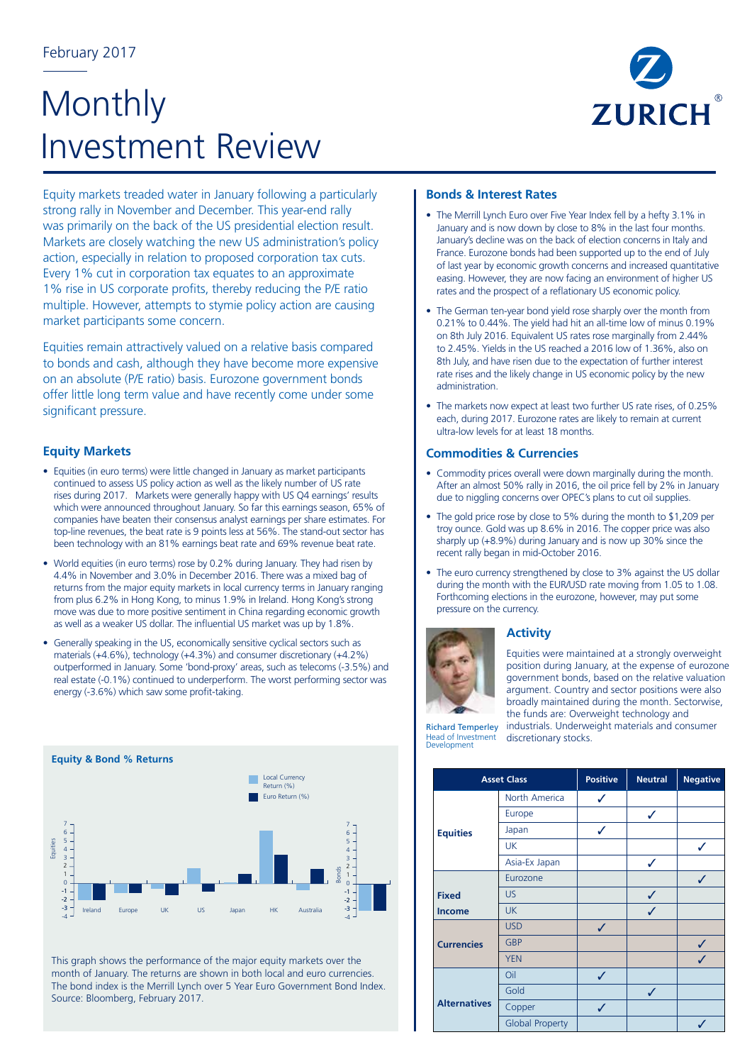February 2017

# Monthly Investment Review

Equity markets treaded water in January following a particularly strong rally in November and December. This year-end rally was primarily on the back of the US presidential election result. Markets are closely watching the new US administration's policy action, especially in relation to proposed corporation tax cuts. Every 1% cut in corporation tax equates to an approximate 1% rise in US corporate profits, thereby reducing the P/E ratio multiple. However, attempts to stymie policy action are causing market participants some concern.

Equities remain attractively valued on a relative basis compared to bonds and cash, although they have become more expensive on an absolute (P/E ratio) basis. Eurozone government bonds offer little long term value and have recently come under some significant pressure.

## Equity Markets

- Equities (in euro terms) were little changed in January as market participants continued to assess US policy action as well as the likely number of US rate rises during 2017. Markets were generally happy with US Q4 earnings' results which were announced throughout January. So far this earnings season, 65% of companies have beaten their consensus analyst earnings per share estimates. For top-line revenues, the beat rate is 9 points less at 56%. The stand-out sector has been technology with an 81% earnings beat rate and 69% revenue beat rate.
- World equities (in euro terms) rose by 0.2% during January. They had risen by 4.4% in November and 3.0% in December 2016. There was a mixed bag of returns from the major equity markets in local currency terms in January ranging from plus 6.2% in Hong Kong, to minus 1.9% in Ireland. Hong Kong's strong move was due to more positive sentiment in China regarding economic growth as well as a weaker US dollar. The influential US market was up by 1.8%.
- Generally speaking in the US, economically sensitive cyclical sectors such as materials (+4.6%), technology (+4.3%) and consumer discretionary (+4.2%) outperformed in January. Some 'bond-proxy' areas, such as telecoms (-3.5%) and real estate (-0.1%) continued to underperform. The worst performing sector was energy (-3.6%) which saw some profit-taking.

### Equity & Bond % Returns

This graph shows the performance of the major equity markets over the month of January. The returns are shown in both local and euro currencies. The bond index is the Merrill Lynch over 5 Year Euro Government Bond Index. Source: Bloomberg, February 2017.

## Bonds & Interest Rates

- The Merrill Lynch Euro over Five Year Index fell by a hefty 3.1% in January and is now down by close to 8% in the last four months. January's decline was on the back of election concerns in Italy and France. Eurozone bonds had been supported up to the end of July of last year by economic growth concerns and increased quantitative easing. However, they are now facing an environment of higher US rates and the prospect of a reflationary US economic policy.
- The German ten-year bond yield rose sharply over the month from 0.21% to 0.44%. The yield had hit an all-time low of minus 0.19% on 8th July 2016. Equivalent US rates rose marginally from 2.44% to 2.45%. Yields in the US reached a 2016 low of 1.36%, also on 8th July, and have risen due to the expectation of further interest rate rises and the likely change in US economic policy by the new administration.
- The markets now expect at least two further US rate rises, of 0.25% each, during 2017. Eurozone rates are likely to remain at current ultra-low levels for at least 18 months.

## Commodities & Currencies

- Commodity prices overall were down marginally during the month. After an almost 50% rally in 2016, the oil price fell by 2% in January due to niggling concerns over OPEC's plans to cut oil supplies.
- The gold price rose by close to 5% during the month to $1,209 per troy ounce. Gold was up 8.6% in 2016. The copper price was also sharply up (+8.9%) during January and is now up 30% since the recent rally began in mid-October 2016.
- The euro currency strengthened by close to 3% against the US dollar during the month with the EUR/USD rate moving from 1.05 to 1.08. Forthcoming elections in the eurozone, however, may put some pressure on the currency.

## Activity

Equities were maintained at a strongly overweight position during January, at the expense of eurozone government bonds, based on the relative valuation argument. Country and sector positions were also broadly maintained during the month. Sectorwise, the funds are: Overweight technology and industrials. Underweight materials and consumer discretionary stocks.

Richard Temperley
Head of Investment Development

| Asset Class | | Positive | Neutral | Negative |
|---|---|---|---|---|
| Equities | North America | ✓ | | |
| | Europe | | ✓ | |
| | Japan | ✓ | | |
| | UK | | | ✓ |
| | Asia-Ex Japan | | ✓ | |
| Fixed Income | Eurozone | | | ✓ |
| | US | | ✓ | |
| | UK | | ✓ | |
| Currencies | USD | ✓ | | |
| | GBP | | | ✓ |
| | YEN | | | ✓ |
| Alternatives | Oil | ✓ | | |
| | Gold | | ✓ | |
| | Copper | ✓ | | |
| | Global Property | | | ✓ |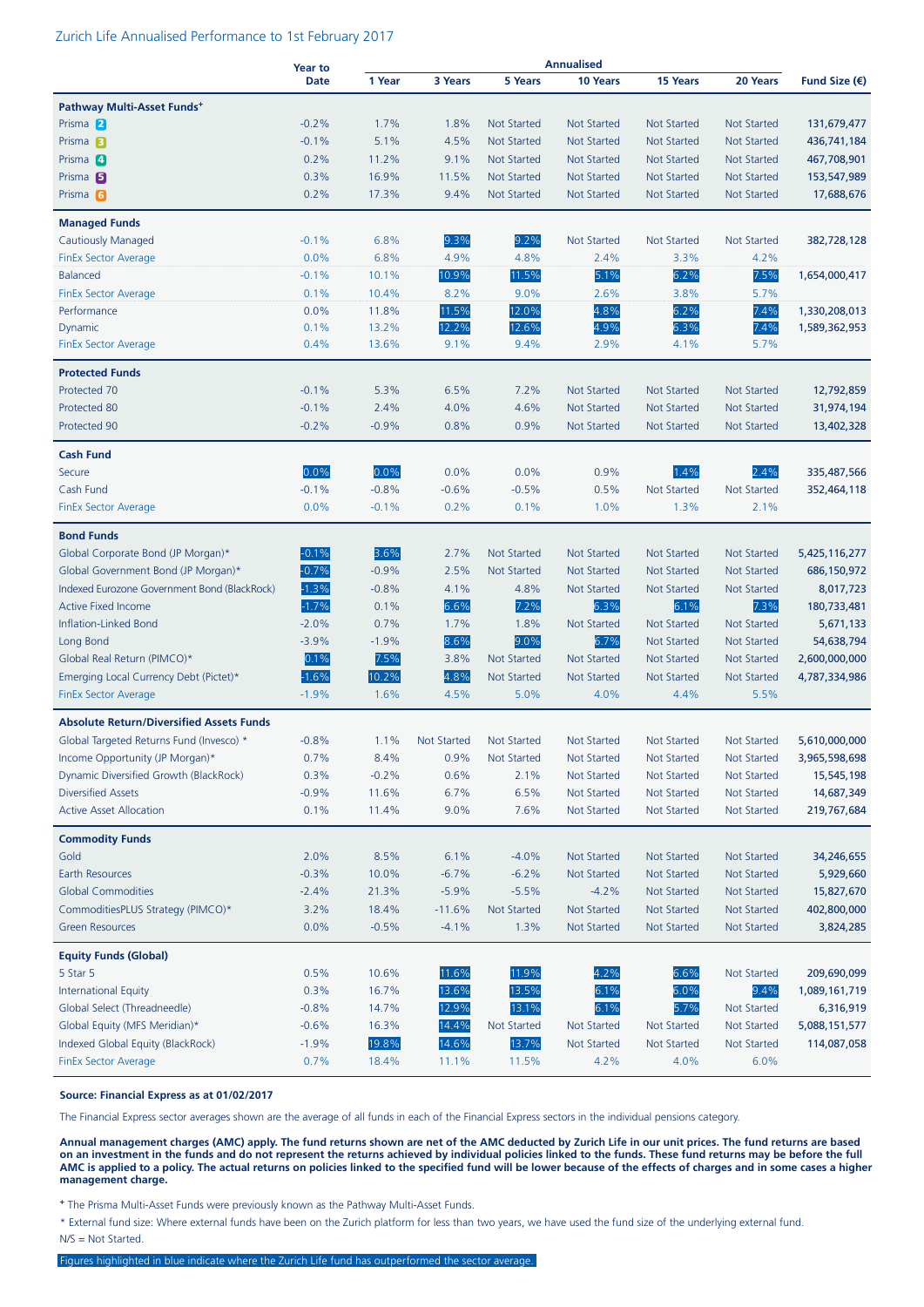Zurich Life Annualised Performance to 1st February 2017

| | Year to Date | Annualised | | | | | | Fund Size (€) |
|---|---|---|---|---|---|---|---|---|
| | | 1 Year | 3 Years | 5 Years | 10 Years | 15 Years | 20 Years | |
| **Pathway Multi-Asset Funds⁺** | | | | | | | | |
| Prisma 2 | -0.2% | 1.7% | 1.8% | Not Started | Not Started | Not Started | Not Started | 131,679,477 |
| Prisma 3 | -0.1% | 5.1% | 4.5% | Not Started | Not Started | Not Started | Not Started | 436,741,184 |
| Prisma 4 | 0.2% | 11.2% | 9.1% | Not Started | Not Started | Not Started | Not Started | 467,708,901 |
| Prisma 5 | 0.3% | 16.9% | 11.5% | Not Started | Not Started | Not Started | Not Started | 153,547,989 |
| Prisma 6 | 0.2% | 17.3% | 9.4% | Not Started | Not Started | Not Started | Not Started | 17,688,676 |
| **Managed Funds** | | | | | | | | |
| Cautiously Managed | -0.1% | 6.8% | 9.3% | 9.2% | Not Started | Not Started | Not Started | 382,728,128 |
| FinEx Sector Average | 0.0% | 6.8% | 4.9% | 4.8% | 2.4% | 3.3% | 4.2% | |
| Balanced | -0.1% | 10.1% | 10.9% | 11.5% | 5.1% | 6.2% | 7.5% | 1,654,000,417 |
| FinEx Sector Average | 0.1% | 10.4% | 8.2% | 9.0% | 2.6% | 3.8% | 5.7% | |
| Performance | 0.0% | 11.8% | 11.5% | 12.0% | 4.8% | 6.2% | 7.4% | 1,330,208,013 |
| Dynamic | 0.1% | 13.2% | 12.2% | 12.6% | 4.9% | 6.3% | 7.4% | 1,589,362,953 |
| FinEx Sector Average | 0.4% | 13.6% | 9.1% | 9.4% | 2.9% | 4.1% | 5.7% | |
| **Protected Funds** | | | | | | | | |
| Protected 70 | -0.1% | 5.3% | 6.5% | 7.2% | Not Started | Not Started | Not Started | 12,792,859 |
| Protected 80 | -0.1% | 2.4% | 4.0% | 4.6% | Not Started | Not Started | Not Started | 31,974,194 |
| Protected 90 | -0.2% | -0.9% | 0.8% | 0.9% | Not Started | Not Started | Not Started | 13,402,328 |
| **Cash Fund** | | | | | | | | |
| Secure | 0.0% | 0.0% | 0.0% | 0.0% | 0.9% | 1.4% | 2.4% | 335,487,566 |
| Cash Fund | -0.1% | -0.8% | -0.6% | -0.5% | 0.5% | Not Started | Not Started | 352,464,118 |
| FinEx Sector Average | 0.0% | -0.1% | 0.2% | 0.1% | 1.0% | 1.3% | 2.1% | |
| **Bond Funds** | | | | | | | | |
| Global Corporate Bond (JP Morgan)* | -0.1% | 3.6% | 2.7% | Not Started | Not Started | Not Started | Not Started | 5,425,116,277 |
| Global Government Bond (JP Morgan)* | -0.7% | -0.9% | 2.5% | Not Started | Not Started | Not Started | Not Started | 686,150,972 |
| Indexed Eurozone Government Bond (BlackRock) | -1.3% | -0.8% | 4.1% | 4.8% | Not Started | Not Started | Not Started | 8,017,723 |
| Active Fixed Income | -1.7% | 0.1% | 6.6% | 7.2% | 6.3% | 6.1% | 7.3% | 180,733,481 |
| Inflation-Linked Bond | -2.0% | 0.7% | 1.7% | 1.8% | Not Started | Not Started | Not Started | 5,671,133 |
| Long Bond | -3.9% | -1.9% | 8.6% | 9.0% | 6.7% | Not Started | Not Started | 54,638,794 |
| Global Real Return (PIMCO)* | 0.1% | 7.5% | 3.8% | Not Started | Not Started | Not Started | Not Started | 2,600,000,000 |
| Emerging Local Currency Debt (Pictet)* | -1.6% | 10.2% | 4.8% | Not Started | Not Started | Not Started | Not Started | 4,787,334,986 |
| FinEx Sector Average | -1.9% | 1.6% | 4.5% | 5.0% | 4.0% | 4.4% | 5.5% | |
| **Absolute Return/Diversified Assets Funds** | | | | | | | | |
| Global Targeted Returns Fund (Invesco) * | -0.8% | 1.1% | Not Started | Not Started | Not Started | Not Started | Not Started | 5,610,000,000 |
| Income Opportunity (JP Morgan)* | 0.7% | 8.4% | 0.9% | Not Started | Not Started | Not Started | Not Started | 3,965,598,698 |
| Dynamic Diversified Growth (BlackRock) | 0.3% | -0.2% | 0.6% | 2.1% | Not Started | Not Started | Not Started | 15,545,198 |
| Diversified Assets | -0.9% | 11.6% | 6.7% | 6.5% | Not Started | Not Started | Not Started | 14,687,349 |
| Active Asset Allocation | 0.1% | 11.4% | 9.0% | 7.6% | Not Started | Not Started | Not Started | 219,767,684 |
| **Commodity Funds** | | | | | | | | |
| Gold | 2.0% | 8.5% | 6.1% | -4.0% | Not Started | Not Started | Not Started | 34,246,655 |
| Earth Resources | -0.3% | 10.0% | -6.7% | -6.2% | Not Started | Not Started | Not Started | 5,929,660 |
| Global Commodities | -2.4% | 21.3% | -5.9% | -5.5% | -4.2% | Not Started | Not Started | 15,827,670 |
| CommoditiesPLUS Strategy (PIMCO)* | 3.2% | 18.4% | -11.6% | Not Started | Not Started | Not Started | Not Started | 402,800,000 |
| Green Resources | 0.0% | -0.5% | -4.1% | 1.3% | Not Started | Not Started | Not Started | 3,824,285 |
| **Equity Funds (Global)** | | | | | | | | |
| 5 Star 5 | 0.5% | 10.6% | 11.6% | 11.9% | 4.2% | 6.6% | Not Started | 209,690,099 |
| International Equity | 0.3% | 16.7% | 13.6% | 13.5% | 6.1% | 6.0% | 9.4% | 1,089,161,719 |
| Global Select (Threadneedle) | -0.8% | 14.7% | 12.9% | 13.1% | 6.1% | 5.7% | Not Started | 6,316,919 |
| Global Equity (MFS Meridian)* | -0.6% | 16.3% | 14.4% | Not Started | Not Started | Not Started | Not Started | 5,088,151,577 |
| Indexed Global Equity (BlackRock) | -1.9% | 19.8% | 14.6% | 13.7% | Not Started | Not Started | Not Started | 114,087,058 |
| FinEx Sector Average | 0.7% | 18.4% | 11.1% | 11.5% | 4.2% | 4.0% | 6.0% | |

**Source: Financial Express as at 01/02/2017**

The Financial Express sector averages shown are the average of all funds in each of the Financial Express sectors in the individual pensions category.

**Annual management charges (AMC) apply. The fund returns shown are net of the AMC deducted by Zurich Life in our unit prices. The fund returns are based on an investment in the funds and do not represent the returns achieved by individual policies linked to the funds. These fund returns may be before the full AMC is applied to a policy. The actual returns on policies linked to the specified fund will be lower because of the effects of charges and in some cases a higher management charge.**

⁺ The Prisma Multi-Asset Funds were previously known as the Pathway Multi-Asset Funds.

* External fund size: Where external funds have been on the Zurich platform for less than two years, we have used the fund size of the underlying external fund.

N/S = Not Started.

Figures highlighted in blue indicate where the Zurich Life fund has outperformed the sector average.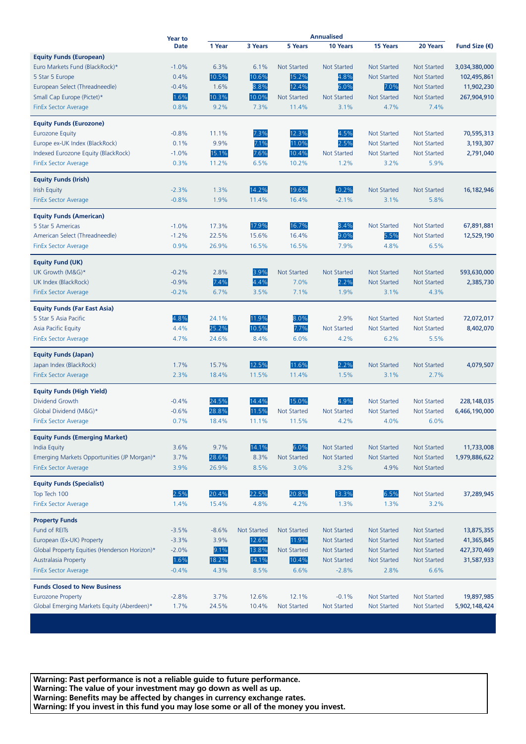| | Year to Date | Annualised | | | | | | Fund Size (€) |
|---|---|---|---|---|---|---|---|---|
| | | 1 Year | 3 Years | 5 Years | 10 Years | 15 Years | 20 Years | |
| **Equity Funds (European)** | | | | | | | | |
| Euro Markets Fund (BlackRock)* | -1.0% | 6.3% | 6.1% | Not Started | Not Started | Not Started | Not Started | 3,034,380,000 |
| 5 Star 5 Europe | 0.4% | 10.5% | 10.6% | 15.2% | 4.8% | Not Started | Not Started | 102,495,861 |
| European Select (Threadneedle) | -0.4% | 1.6% | 8.8% | 12.4% | 6.0% | 7.0% | Not Started | 11,902,230 |
| Small Cap Europe (Pictet)* | 1.6% | 10.3% | 10.0% | Not Started | Not Started | Not Started | Not Started | 267,904,910 |
| FinEx Sector Average | 0.8% | 9.2% | 7.3% | 11.4% | 3.1% | 4.7% | 7.4% | |
| **Equity Funds (Eurozone)** | | | | | | | | |
| Eurozone Equity | -0.8% | 11.1% | 7.3% | 12.3% | 4.5% | Not Started | Not Started | 70,595,313 |
| Europe ex-UK Index (BlackRock) | 0.1% | 9.9% | 7.1% | 11.0% | 2.5% | Not Started | Not Started | 3,193,307 |
| Indexed Eurozone Equity (BlackRock) | -1.0% | 15.1% | 7.6% | 10.4% | Not Started | Not Started | Not Started | 2,791,040 |
| FinEx Sector Average | 0.3% | 11.2% | 6.5% | 10.2% | 1.2% | 3.2% | 5.9% | |
| **Equity Funds (Irish)** | | | | | | | | |
| Irish Equity | -2.3% | 1.3% | 14.2% | 19.6% | -0.2% | Not Started | Not Started | 16,182,946 |
| FinEx Sector Average | -0.8% | 1.9% | 11.4% | 16.4% | -2.1% | 3.1% | 5.8% | |
| **Equity Funds (American)** | | | | | | | | |
| 5 Star 5 Americas | -1.0% | 17.3% | 17.9% | 16.7% | 8.4% | Not Started | Not Started | 67,891,881 |
| American Select (Threadneedle) | -1.2% | 22.5% | 15.6% | 16.4% | 9.0% | 5.5% | Not Started | 12,529,190 |
| FinEx Sector Average | 0.9% | 26.9% | 16.5% | 16.5% | 7.9% | 4.8% | 6.5% | |
| **Equity Fund (UK)** | | | | | | | | |
| UK Growth (M&G)* | -0.2% | 2.8% | 3.9% | Not Started | Not Started | Not Started | Not Started | 593,630,000 |
| UK Index (BlackRock) | -0.9% | 7.4% | 4.4% | 7.0% | 2.2% | Not Started | Not Started | 2,385,730 |
| FinEx Sector Average | -0.2% | 6.7% | 3.5% | 7.1% | 1.9% | 3.1% | 4.3% | |
| **Equity Funds (Far East Asia)** | | | | | | | | |
| 5 Star 5 Asia Pacific | 4.8% | 24.1% | 11.9% | 8.0% | 2.9% | Not Started | Not Started | 72,072,017 |
| Asia Pacific Equity | 4.4% | 25.2% | 10.5% | 7.7% | Not Started | Not Started | Not Started | 8,402,070 |
| FinEx Sector Average | 4.7% | 24.6% | 8.4% | 6.0% | 4.2% | 6.2% | 5.5% | |
| **Equity Funds (Japan)** | | | | | | | | |
| Japan Index (BlackRock) | 1.7% | 15.7% | 12.5% | 11.6% | 2.2% | Not Started | Not Started | 4,079,507 |
| FinEx Sector Average | 2.3% | 18.4% | 11.5% | 11.4% | 1.5% | 3.1% | 2.7% | |
| **Equity Funds (High Yield)** | | | | | | | | |
| Dividend Growth | -0.4% | 24.5% | 14.4% | 15.0% | 4.9% | Not Started | Not Started | 228,148,035 |
| Global Dividend (M&G)* | -0.6% | 28.8% | 11.5% | Not Started | Not Started | Not Started | Not Started | 6,466,190,000 |
| FinEx Sector Average | 0.7% | 18.4% | 11.1% | 11.5% | 4.2% | 4.0% | 6.0% | |
| **Equity Funds (Emerging Market)** | | | | | | | | |
| India Equity | 3.6% | 9.7% | 14.1% | 6.0% | Not Started | Not Started | Not Started | 11,733,008 |
| Emerging Markets Opportunities (JP Morgan)* | 3.7% | 28.6% | 8.3% | Not Started | Not Started | Not Started | Not Started | 1,979,886,622 |
| FinEx Sector Average | 3.9% | 26.9% | 8.5% | 3.0% | 3.2% | 4.9% | Not Started | |
| **Equity Funds (Specialist)** | | | | | | | | |
| Top Tech 100 | 2.5% | 20.4% | 22.5% | 20.8% | 13.3% | 6.5% | Not Started | 37,289,945 |
| FinEx Sector Average | 1.4% | 15.4% | 4.8% | 4.2% | 1.3% | 1.3% | 3.2% | |
| **Property Funds** | | | | | | | | |
| Fund of REITs | -3.5% | -8.6% | Not Started | Not Started | Not Started | Not Started | Not Started | 13,875,355 |
| European (Ex-UK) Property | -3.3% | 3.9% | 12.6% | 11.9% | Not Started | Not Started | Not Started | 41,365,845 |
| Global Property Equities (Henderson Horizon)* | -2.0% | 9.1% | 13.8% | Not Started | Not Started | Not Started | Not Started | 427,370,469 |
| Australasia Property | 1.6% | 18.2% | 14.1% | 10.4% | Not Started | Not Started | Not Started | 31,587,933 |
| FinEx Sector Average | -0.4% | 4.3% | 8.5% | 6.6% | -2.8% | 2.8% | 6.6% | |
| **Funds Closed to New Business** | | | | | | | | |
| Eurozone Property | -2.8% | 3.7% | 12.6% | 12.1% | -0.1% | Not Started | Not Started | 19,897,985 |
| Global Emerging Markets Equity (Aberdeen)* | 1.7% | 24.5% | 10.4% | Not Started | Not Started | Not Started | Not Started | 5,902,148,424 |

**Warning: Past performance is not a reliable guide to future performance.**
**Warning: The value of your investment may go down as well as up.**
**Warning: Benefits may be affected by changes in currency exchange rates.**
**Warning: If you invest in this fund you may lose some or all of the money you invest.**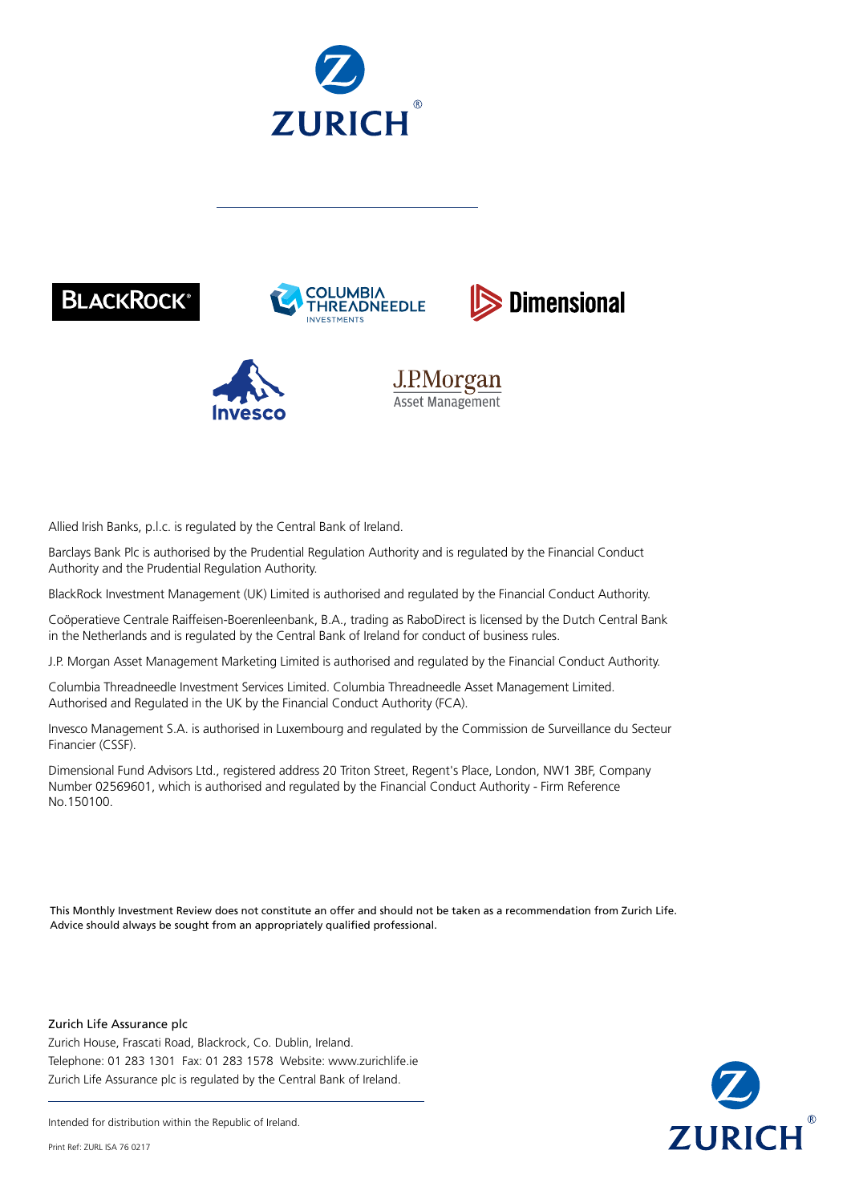Allied Irish Banks, p.l.c. is regulated by the Central Bank of Ireland.

Barclays Bank Plc is authorised by the Prudential Regulation Authority and is regulated by the Financial Conduct Authority and the Prudential Regulation Authority.

BlackRock Investment Management (UK) Limited is authorised and regulated by the Financial Conduct Authority.

Coöperatieve Centrale Raiffeisen-Boerenleenbank, B.A., trading as RaboDirect is licensed by the Dutch Central Bank in the Netherlands and is regulated by the Central Bank of Ireland for conduct of business rules.

J.P. Morgan Asset Management Marketing Limited is authorised and regulated by the Financial Conduct Authority.

Columbia Threadneedle Investment Services Limited. Columbia Threadneedle Asset Management Limited. Authorised and Regulated in the UK by the Financial Conduct Authority (FCA).

Invesco Management S.A. is authorised in Luxembourg and regulated by the Commission de Surveillance du Secteur Financier (CSSF).

Dimensional Fund Advisors Ltd., registered address 20 Triton Street, Regent's Place, London, NW1 3BF, Company Number 02569601, which is authorised and regulated by the Financial Conduct Authority - Firm Reference No.150100.

This Monthly Investment Review does not constitute an offer and should not be taken as a recommendation from Zurich Life. Advice should always be sought from an appropriately qualified professional.

Zurich Life Assurance plc
Zurich House, Frascati Road, Blackrock, Co. Dublin, Ireland.
Telephone: 01 283 1301 Fax: 01 283 1578 Website: www.zurichlife.ie
Zurich Life Assurance plc is regulated by the Central Bank of Ireland.

Intended for distribution within the Republic of Ireland.

Print Ref: ZURL ISA 76 0217